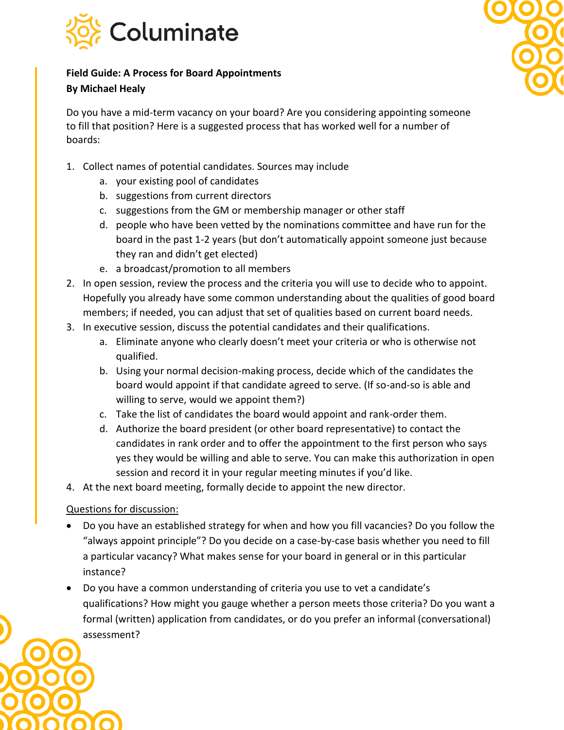Columinate

**Field Guide: A Process for Board Appointments**
**By Michael Healy**

Do you have a mid-term vacancy on your board? Are you considering appointing someone to fill that position? Here is a suggested process that has worked well for a number of boards:

1. Collect names of potential candidates. Sources may include
   a. your existing pool of candidates
   b. suggestions from current directors
   c. suggestions from the GM or membership manager or other staff
   d. people who have been vetted by the nominations committee and have run for the board in the past 1-2 years (but don't automatically appoint someone just because they ran and didn't get elected)
   e. a broadcast/promotion to all members
2. In open session, review the process and the criteria you will use to decide who to appoint. Hopefully you already have some common understanding about the qualities of good board members; if needed, you can adjust that set of qualities based on current board needs.
3. In executive session, discuss the potential candidates and their qualifications.
   a. Eliminate anyone who clearly doesn't meet your criteria or who is otherwise not qualified.
   b. Using your normal decision-making process, decide which of the candidates the board would appoint if that candidate agreed to serve. (If so-and-so is able and willing to serve, would we appoint them?)
   c. Take the list of candidates the board would appoint and rank-order them.
   d. Authorize the board president (or other board representative) to contact the candidates in rank order and to offer the appointment to the first person who says yes they would be willing and able to serve. You can make this authorization in open session and record it in your regular meeting minutes if you'd like.
4. At the next board meeting, formally decide to appoint the new director.

<u>Questions for discussion:</u>

- Do you have an established strategy for when and how you fill vacancies? Do you follow the "always appoint principle"? Do you decide on a case-by-case basis whether you need to fill a particular vacancy? What makes sense for your board in general or in this particular instance?
- Do you have a common understanding of criteria you use to vet a candidate's qualifications? How might you gauge whether a person meets those criteria? Do you want a formal (written) application from candidates, or do you prefer an informal (conversational) assessment?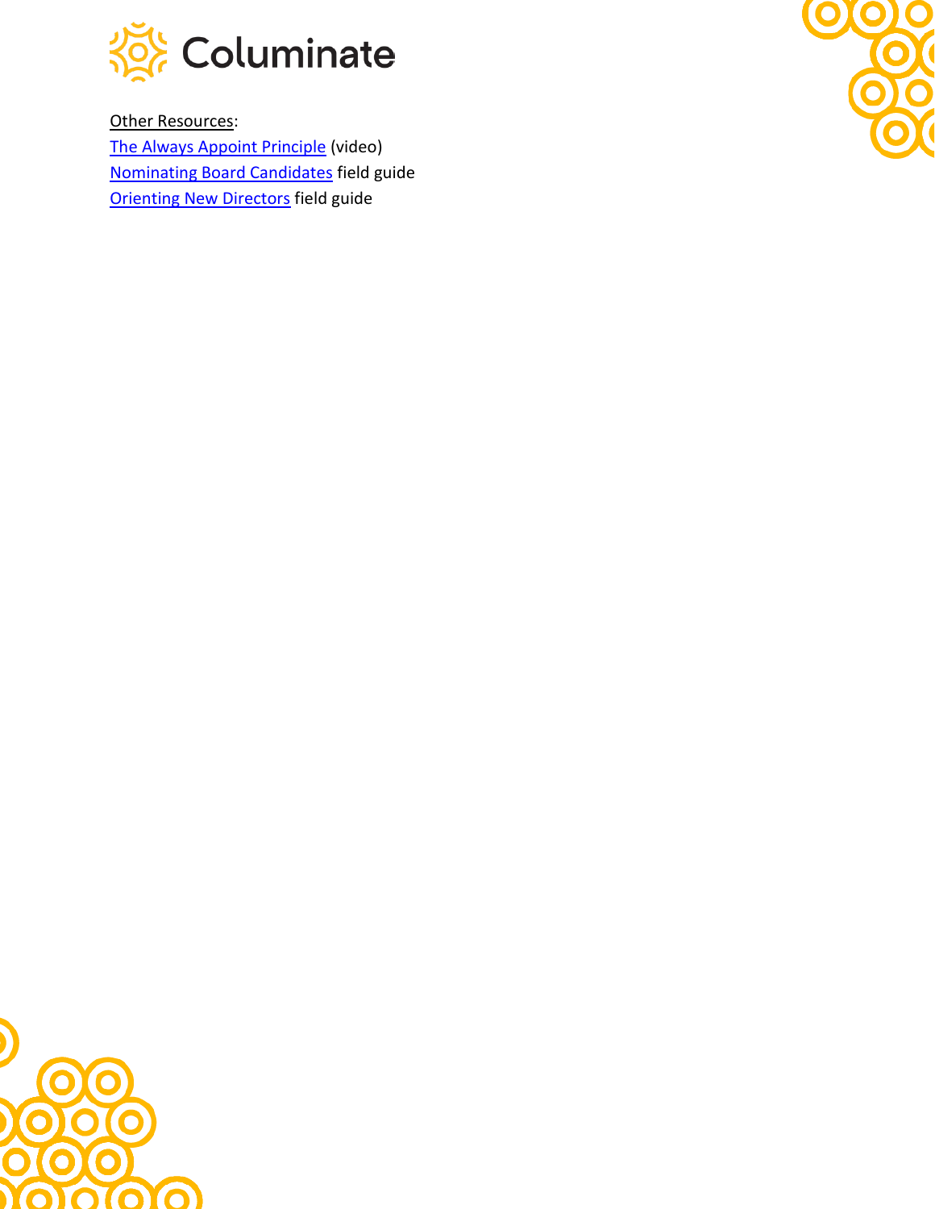Other Resources:
The Always Appoint Principle (video)
Nominating Board Candidates field guide
Orienting New Directors field guide